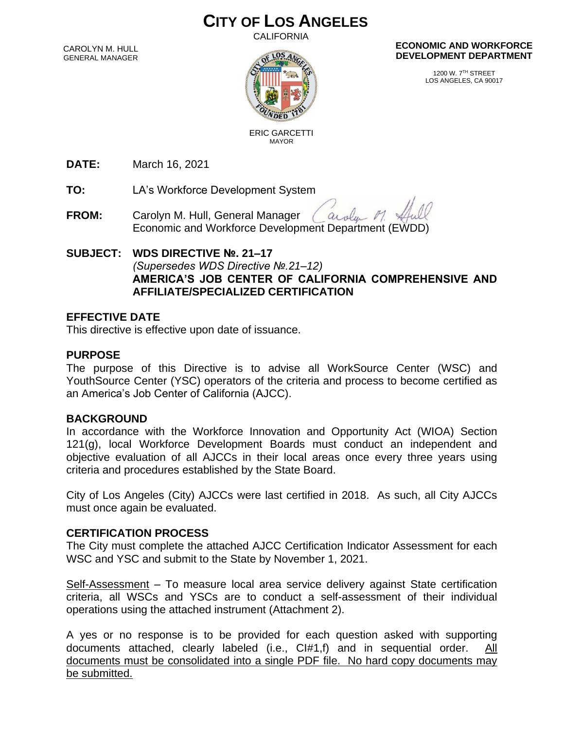# CITY OF LOS ANGELES

CALIFORNIA

CAROLYN M. HULL
GENERAL MANAGER

ERIC GARCETTI
MAYOR

**ECONOMIC AND WORKFORCE DEVELOPMENT DEPARTMENT**

1200 W. 7TH STREET
LOS ANGELES, CA 90017

**DATE:** March 16, 2021

**TO:** LA's Workforce Development System

**FROM:** Carolyn M. Hull, General Manager
Economic and Workforce Development Department (EWDD)

**SUBJECT: WDS DIRECTIVE №. 21–17**
*(Supersedes WDS Directive №.21–12)*
**AMERICA'S JOB CENTER OF CALIFORNIA COMPREHENSIVE AND AFFILIATE/SPECIALIZED CERTIFICATION**

## EFFECTIVE DATE

This directive is effective upon date of issuance.

## PURPOSE

The purpose of this Directive is to advise all WorkSource Center (WSC) and YouthSource Center (YSC) operators of the criteria and process to become certified as an America's Job Center of California (AJCC).

## BACKGROUND

In accordance with the Workforce Innovation and Opportunity Act (WIOA) Section 121(g), local Workforce Development Boards must conduct an independent and objective evaluation of all AJCCs in their local areas once every three years using criteria and procedures established by the State Board.

City of Los Angeles (City) AJCCs were last certified in 2018. As such, all City AJCCs must once again be evaluated.

## CERTIFICATION PROCESS

The City must complete the attached AJCC Certification Indicator Assessment for each WSC and YSC and submit to the State by November 1, 2021.

Self-Assessment – To measure local area service delivery against State certification criteria, all WSCs and YSCs are to conduct a self-assessment of their individual operations using the attached instrument (Attachment 2).

A yes or no response is to be provided for each question asked with supporting documents attached, clearly labeled (i.e., CI#1,f) and in sequential order. All documents must be consolidated into a single PDF file. No hard copy documents may be submitted.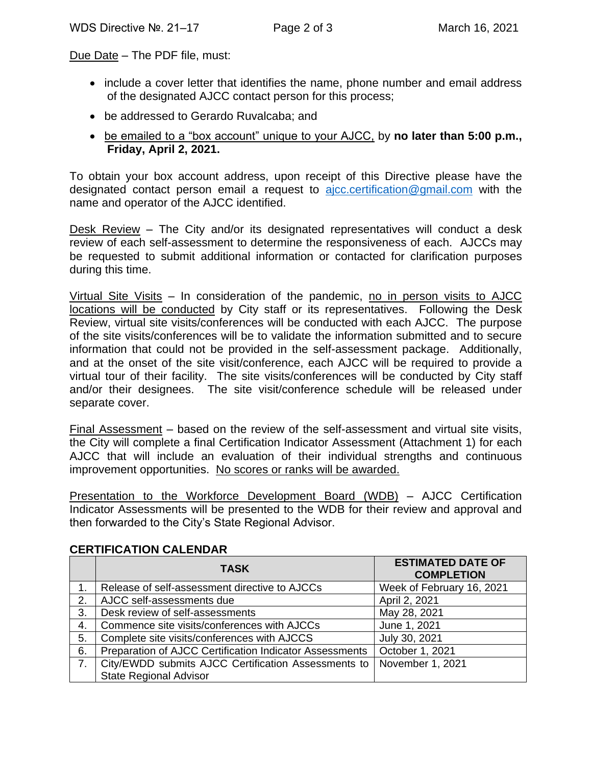Due Date – The PDF file, must:

- include a cover letter that identifies the name, phone number and email address of the designated AJCC contact person for this process;
- be addressed to Gerardo Ruvalcaba; and
- be emailed to a "box account" unique to your AJCC, by **no later than 5:00 p.m., Friday, April 2, 2021.**

To obtain your box account address, upon receipt of this Directive please have the designated contact person email a request to ajcc.certification@gmail.com with the name and operator of the AJCC identified.

Desk Review – The City and/or its designated representatives will conduct a desk review of each self-assessment to determine the responsiveness of each. AJCCs may be requested to submit additional information or contacted for clarification purposes during this time.

Virtual Site Visits – In consideration of the pandemic, no in person visits to AJCC locations will be conducted by City staff or its representatives. Following the Desk Review, virtual site visits/conferences will be conducted with each AJCC. The purpose of the site visits/conferences will be to validate the information submitted and to secure information that could not be provided in the self-assessment package. Additionally, and at the onset of the site visit/conference, each AJCC will be required to provide a virtual tour of their facility. The site visits/conferences will be conducted by City staff and/or their designees. The site visit/conference schedule will be released under separate cover.

Final Assessment – based on the review of the self-assessment and virtual site visits, the City will complete a final Certification Indicator Assessment (Attachment 1) for each AJCC that will include an evaluation of their individual strengths and continuous improvement opportunities. No scores or ranks will be awarded.

Presentation to the Workforce Development Board (WDB) – AJCC Certification Indicator Assessments will be presented to the WDB for their review and approval and then forwarded to the City's State Regional Advisor.

**CERTIFICATION CALENDAR**

| | TASK | ESTIMATED DATE OF COMPLETION |
|---|---|---|
| 1. | Release of self-assessment directive to AJCCs | Week of February 16, 2021 |
| 2. | AJCC self-assessments due | April 2, 2021 |
| 3. | Desk review of self-assessments | May 28, 2021 |
| 4. | Commence site visits/conferences with AJCCs | June 1, 2021 |
| 5. | Complete site visits/conferences with AJCCS | July 30, 2021 |
| 6. | Preparation of AJCC Certification Indicator Assessments | October 1, 2021 |
| 7. | City/EWDD submits AJCC Certification Assessments to State Regional Advisor | November 1, 2021 |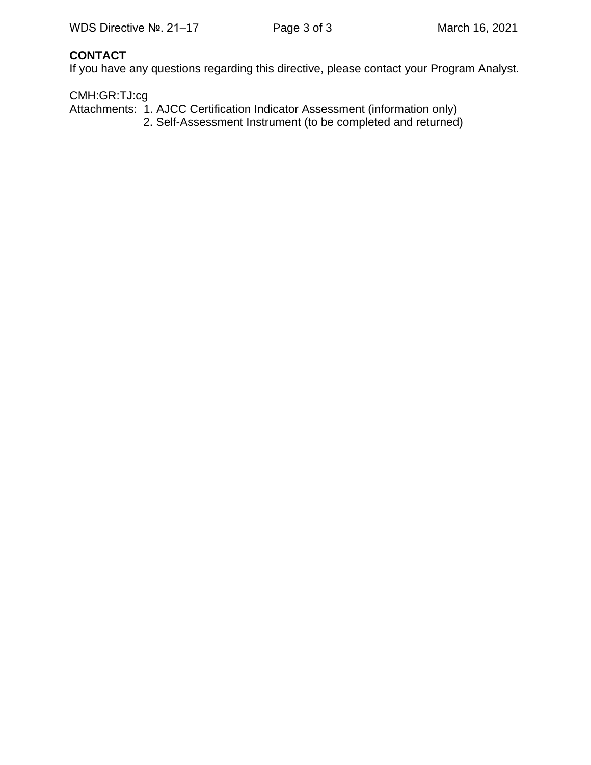**CONTACT**
If you have any questions regarding this directive, please contact your Program Analyst.

CMH:GR:TJ:cg
Attachments: 1. AJCC Certification Indicator Assessment (information only)
2. Self-Assessment Instrument (to be completed and returned)